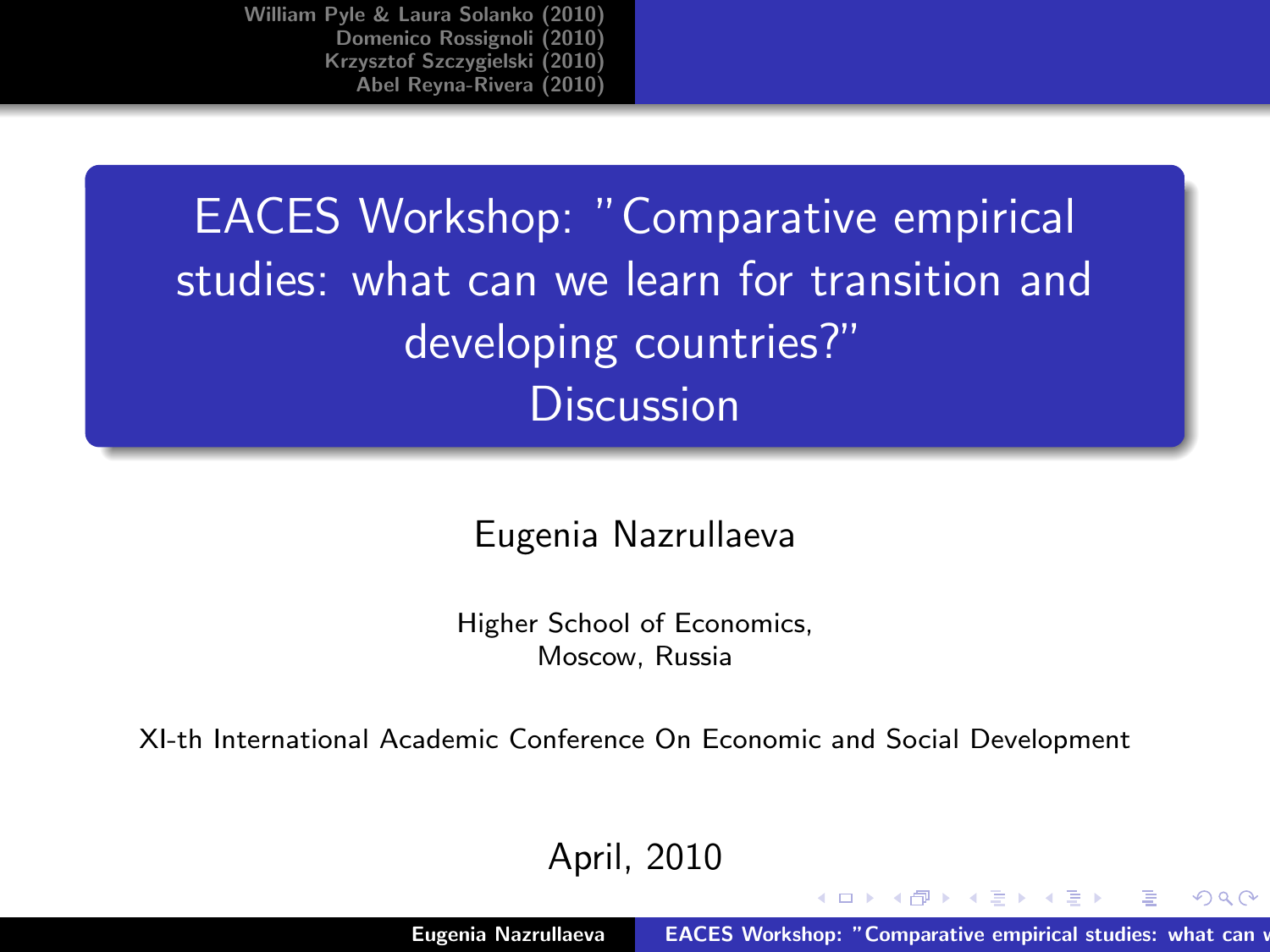# EACES Workshop: "Comparative empirical studies: what can we learn for transition and developing countries?" Discussion

Eugenia Nazrullaeva

Higher School of Economics,
Moscow, Russia

XI-th International Academic Conference On Economic and Social Development

April, 2010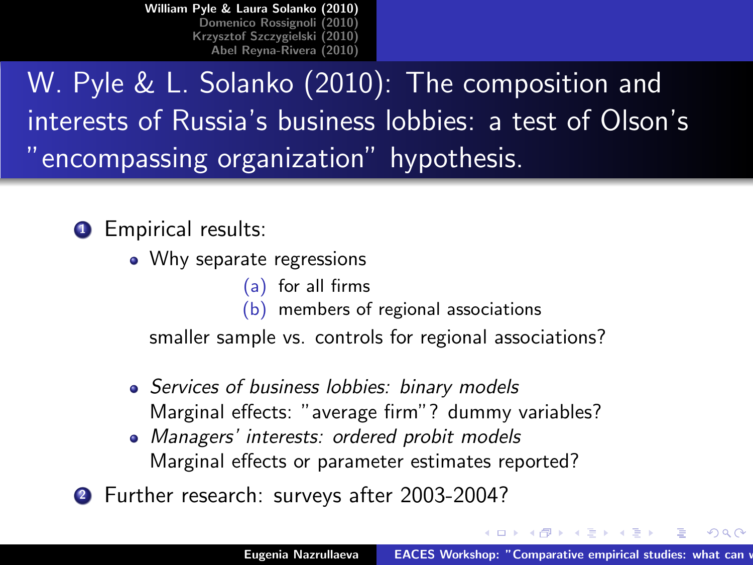# W. Pyle & L. Solanko (2010): The composition and interests of Russia's business lobbies: a test of Olson's "encompassing organization" hypothesis.

1. Empirical results:
   - Why separate regressions
     - (a) for all firms
     - (b) members of regional associations

     smaller sample vs. controls for regional associations?
   - *Services of business lobbies: binary models*

     Marginal effects: "average firm"? dummy variables?
   - *Managers' interests: ordered probit models*

     Marginal effects or parameter estimates reported?
2. Further research: surveys after 2003-2004?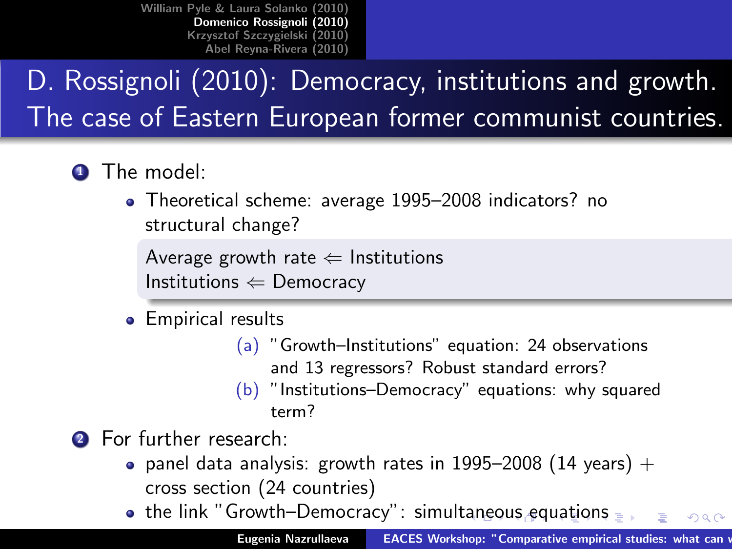# D. Rossignoli (2010): Democracy, institutions and growth. The case of Eastern European former communist countries.

1. The model:
   - Theoretical scheme: average 1995–2008 indicators? no structural change?

     Average growth rate $\Leftarrow$ Institutions
     Institutions $\Leftarrow$ Democracy

   - Empirical results
     (a) "Growth–Institutions" equation: 24 observations and 13 regressors? Robust standard errors?
     (b) "Institutions–Democracy" equations: why squared term?

2. For further research:
   - panel data analysis: growth rates in 1995–2008 (14 years) + cross section (24 countries)
   - the link "Growth–Democracy": simultaneous equations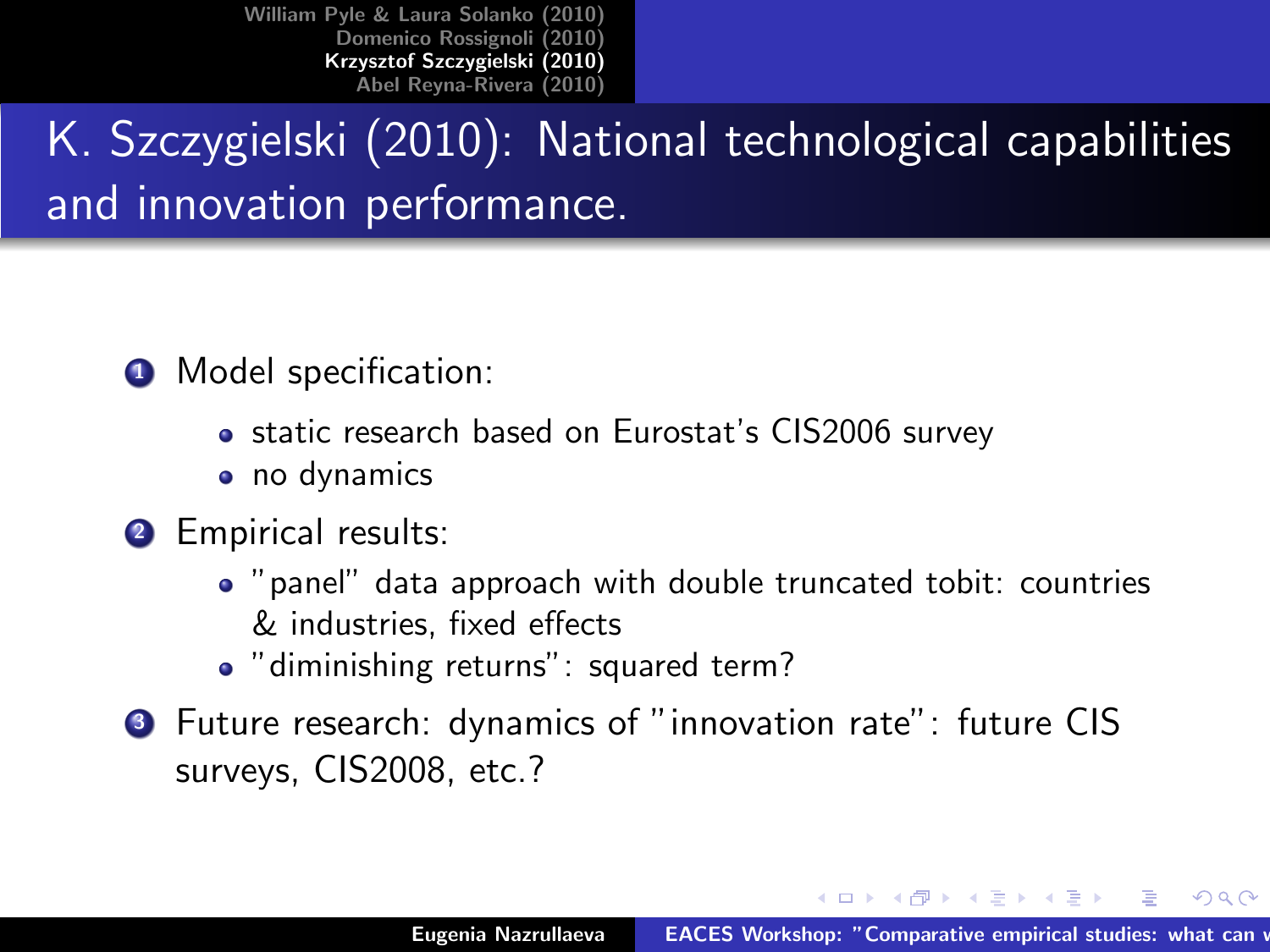# K. Szczygielski (2010): National technological capabilities and innovation performance.

1. Model specification:
   - static research based on Eurostat's CIS2006 survey
   - no dynamics
2. Empirical results:
   - "panel" data approach with double truncated tobit: countries & industries, fixed effects
   - "diminishing returns": squared term?
3. Future research: dynamics of "innovation rate": future CIS surveys, CIS2008, etc.?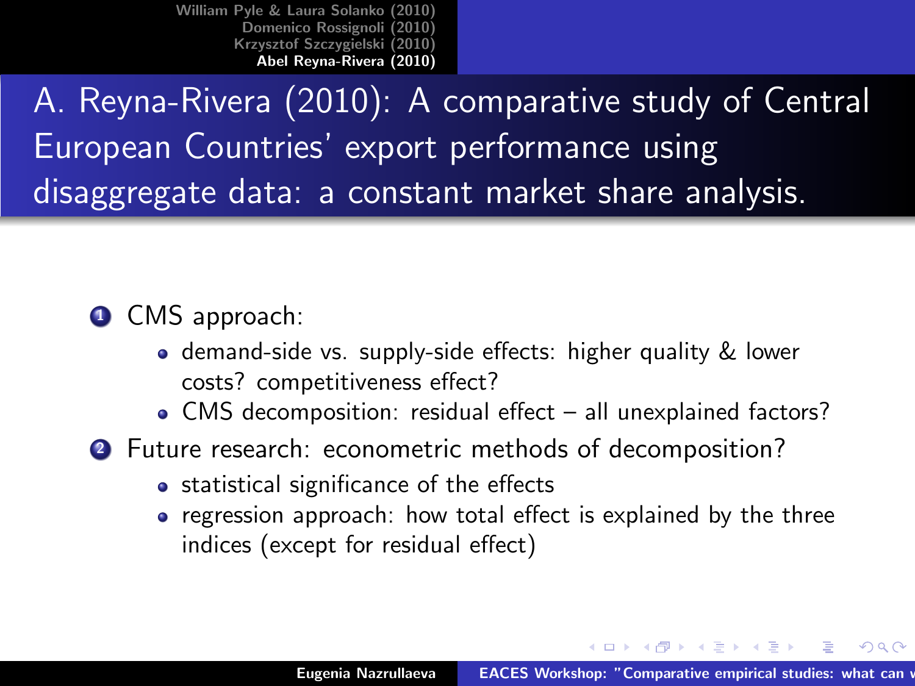# A. Reyna-Rivera (2010): A comparative study of Central European Countries' export performance using disaggregate data: a constant market share analysis.

1. CMS approach:
   - demand-side vs. supply-side effects: higher quality & lower costs? competitiveness effect?
   - CMS decomposition: residual effect – all unexplained factors?
2. Future research: econometric methods of decomposition?
   - statistical significance of the effects
   - regression approach: how total effect is explained by the three indices (except for residual effect)